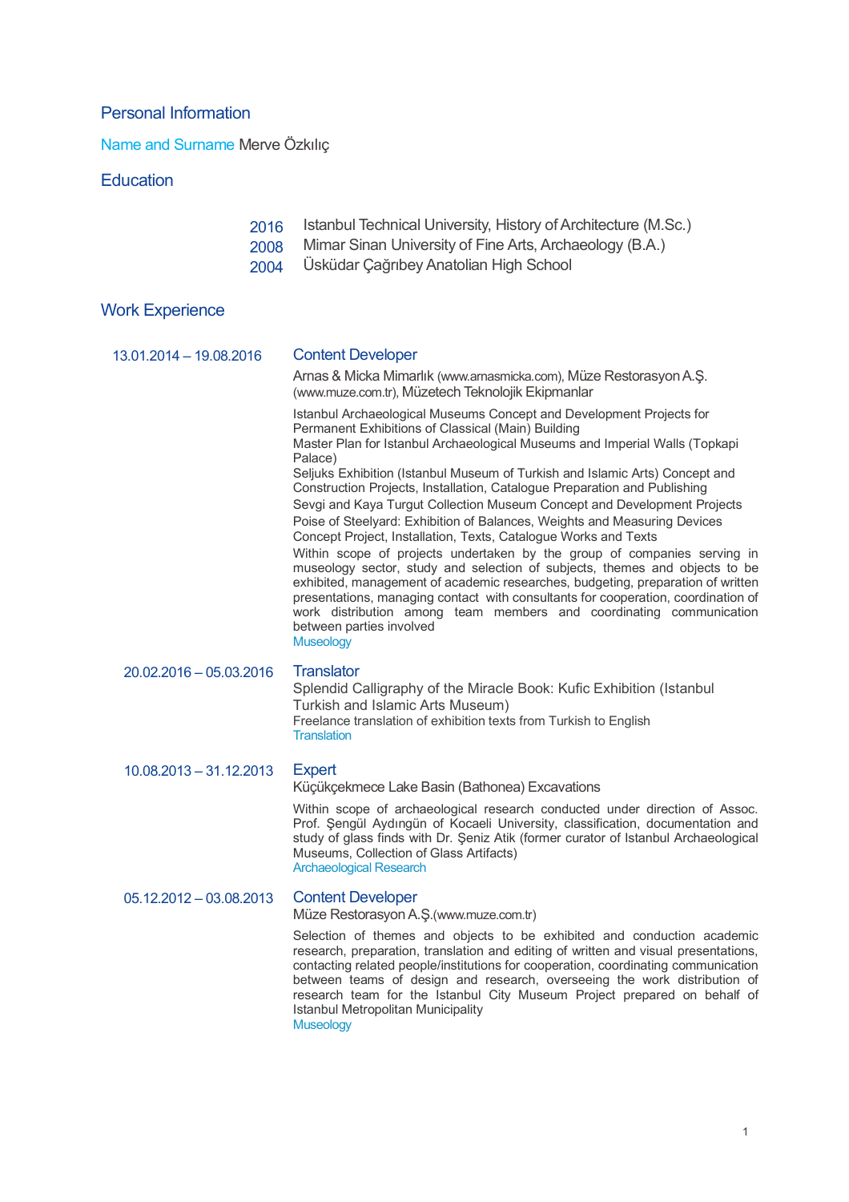## Personal Information

**Name and Surname** Merve Özkılıç

## Education

2016 Istanbul Technical University, History of Architecture (M.Sc.)
2008 Mimar Sinan University of Fine Arts, Archaeology (B.A.)
2004 Üsküdar Çağrıbey Anatolian High School

## Work Experience

**13.01.2014 – 19.08.2016**

### Content Developer

Arnas & Micka Mimarlık (www.arnasmicka.com), Müze Restorasyon A.Ş. (www.muze.com.tr), Müzetech Teknolojik Ekipmanlar

Istanbul Archaeological Museums Concept and Development Projects for Permanent Exhibitions of Classical (Main) Building
Master Plan for Istanbul Archaeological Museums and Imperial Walls (Topkapi Palace)
Seljuks Exhibition (Istanbul Museum of Turkish and Islamic Arts) Concept and Construction Projects, Installation, Catalogue Preparation and Publishing
Sevgi and Kaya Turgut Collection Museum Concept and Development Projects
Poise of Steelyard: Exhibition of Balances, Weights and Measuring Devices Concept Project, Installation, Texts, Catalogue Works and Texts
Within scope of projects undertaken by the group of companies serving in museology sector, study and selection of subjects, themes and objects to be exhibited, management of academic researches, budgeting, preparation of written presentations, managing contact with consultants for cooperation, coordination of work distribution among team members and coordinating communication between parties involved
Museology

**20.02.2016 – 05.03.2016**

### Translator

Splendid Calligraphy of the Miracle Book: Kufic Exhibition (Istanbul Turkish and Islamic Arts Museum)
Freelance translation of exhibition texts from Turkish to English
Translation

**10.08.2013 – 31.12.2013**

### Expert

Küçükçekmece Lake Basin (Bathonea) Excavations

Within scope of archaeological research conducted under direction of Assoc. Prof. Şengül Aydıngün of Kocaeli University, classification, documentation and study of glass finds with Dr. Şeniz Atik (former curator of Istanbul Archaeological Museums, Collection of Glass Artifacts)
Archaeological Research

**05.12.2012 – 03.08.2013**

### Content Developer

Müze Restorasyon A.Ş.(www.muze.com.tr)

Selection of themes and objects to be exhibited and conduction academic research, preparation, translation and editing of written and visual presentations, contacting related people/institutions for cooperation, coordinating communication between teams of design and research, overseeing the work distribution of research team for the Istanbul City Museum Project prepared on behalf of Istanbul Metropolitan Municipality
Museology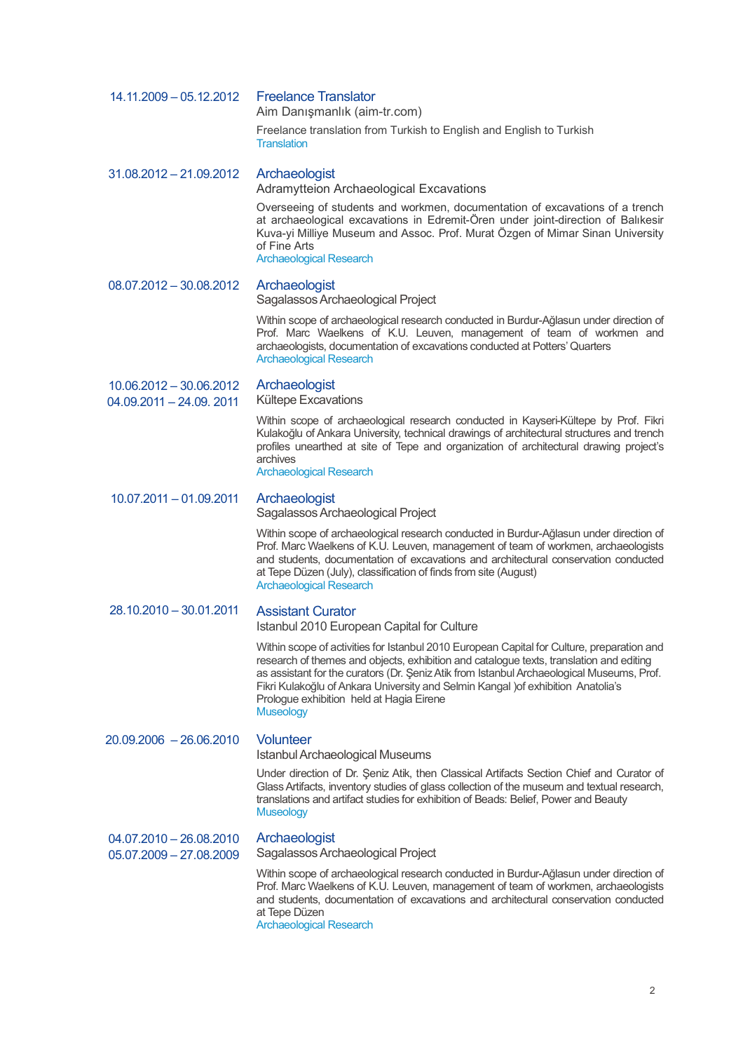14.11.2009 – 05.12.2012

**Freelance Translator**
Aim Danışmanlık (aim-tr.com)

Freelance translation from Turkish to English and English to Turkish
Translation

31.08.2012 – 21.09.2012

**Archaeologist**
Adramytteion Archaeological Excavations

Overseeing of students and workmen, documentation of excavations of a trench at archaeological excavations in Edremit-Ören under joint-direction of Balıkesir Kuva-yi Milliye Museum and Assoc. Prof. Murat Özgen of Mimar Sinan University of Fine Arts
Archaeological Research

08.07.2012 – 30.08.2012

**Archaeologist**
Sagalassos Archaeological Project

Within scope of archaeological research conducted in Burdur-Ağlasun under direction of Prof. Marc Waelkens of K.U. Leuven, management of team of workmen and archaeologists, documentation of excavations conducted at Potters' Quarters
Archaeological Research

10.06.2012 – 30.06.2012
04.09.2011 – 24.09. 2011

**Archaeologist**
Kültepe Excavations

Within scope of archaeological research conducted in Kayseri-Kültepe by Prof. Fikri Kulakoğlu of Ankara University, technical drawings of architectural structures and trench profiles unearthed at site of Tepe and organization of architectural drawing project's archives
Archaeological Research

10.07.2011 – 01.09.2011

**Archaeologist**
Sagalassos Archaeological Project

Within scope of archaeological research conducted in Burdur-Ağlasun under direction of Prof. Marc Waelkens of K.U. Leuven, management of team of workmen, archaeologists and students, documentation of excavations and architectural conservation conducted at Tepe Düzen (July), classification of finds from site (August)
Archaeological Research

28.10.2010 – 30.01.2011

**Assistant Curator**
Istanbul 2010 European Capital for Culture

Within scope of activities for Istanbul 2010 European Capital for Culture, preparation and research of themes and objects, exhibition and catalogue texts, translation and editing as assistant for the curators (Dr. Şeniz Atik from Istanbul Archaeological Museums, Prof. Fikri Kulakoğlu of Ankara University and Selmin Kangal )of exhibition Anatolia's Prologue exhibition held at Hagia Eirene
Museology

20.09.2006 – 26.06.2010

**Volunteer**
Istanbul Archaeological Museums

Under direction of Dr. Şeniz Atik, then Classical Artifacts Section Chief and Curator of Glass Artifacts, inventory studies of glass collection of the museum and textual research, translations and artifact studies for exhibition of Beads: Belief, Power and Beauty
Museology

04.07.2010 – 26.08.2010
05.07.2009 – 27.08.2009

**Archaeologist**
Sagalassos Archaeological Project

Within scope of archaeological research conducted in Burdur-Ağlasun under direction of Prof. Marc Waelkens of K.U. Leuven, management of team of workmen, archaeologists and students, documentation of excavations and architectural conservation conducted at Tepe Düzen
Archaeological Research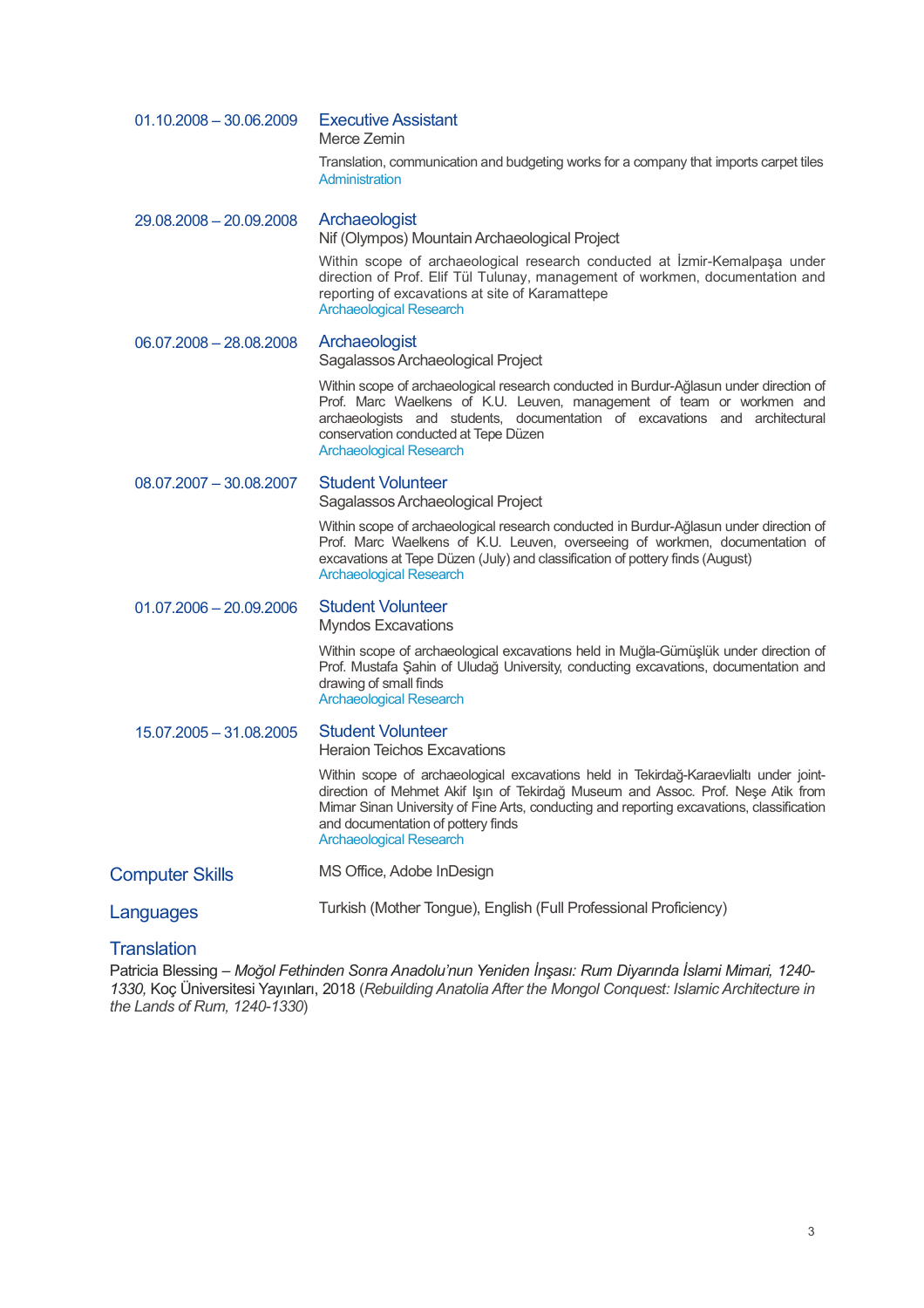01.10.2008 – 30.06.2009 **Executive Assistant**
Merce Zemin

Translation, communication and budgeting works for a company that imports carpet tiles
Administration

29.08.2008 – 20.09.2008 **Archaeologist**
Nif (Olympos) Mountain Archaeological Project

Within scope of archaeological research conducted at İzmir-Kemalpaşa under direction of Prof. Elif Tül Tulunay, management of workmen, documentation and reporting of excavations at site of Karamattepe
Archaeological Research

06.07.2008 – 28.08.2008 **Archaeologist**
Sagalassos Archaeological Project

Within scope of archaeological research conducted in Burdur-Ağlasun under direction of Prof. Marc Waelkens of K.U. Leuven, management of team or workmen and archaeologists and students, documentation of excavations and architectural conservation conducted at Tepe Düzen
Archaeological Research

08.07.2007 – 30.08.2007 **Student Volunteer**
Sagalassos Archaeological Project

Within scope of archaeological research conducted in Burdur-Ağlasun under direction of Prof. Marc Waelkens of K.U. Leuven, overseeing of workmen, documentation of excavations at Tepe Düzen (July) and classification of pottery finds (August)
Archaeological Research

01.07.2006 – 20.09.2006 **Student Volunteer**
Myndos Excavations

Within scope of archaeological excavations held in Muğla-Gümüşlük under direction of Prof. Mustafa Şahin of Uludağ University, conducting excavations, documentation and drawing of small finds
Archaeological Research

15.07.2005 – 31.08.2005 **Student Volunteer**
Heraion Teichos Excavations

Within scope of archaeological excavations held in Tekirdağ-Karaevlialtı under joint-direction of Mehmet Akif Işın of Tekirdağ Museum and Assoc. Prof. Neşe Atik from Mimar Sinan University of Fine Arts, conducting and reporting excavations, classification and documentation of pottery finds
Archaeological Research

## Computer Skills

MS Office, Adobe InDesign

## Languages

Turkish (Mother Tongue), English (Full Professional Proficiency)

## Translation

Patricia Blessing – *Moğol Fethinden Sonra Anadolu'nun Yeniden İnşası: Rum Diyarında İslami Mimari, 1240-1330*, Koç Üniversitesi Yayınları, 2018 (*Rebuilding Anatolia After the Mongol Conquest: Islamic Architecture in the Lands of Rum, 1240-1330*)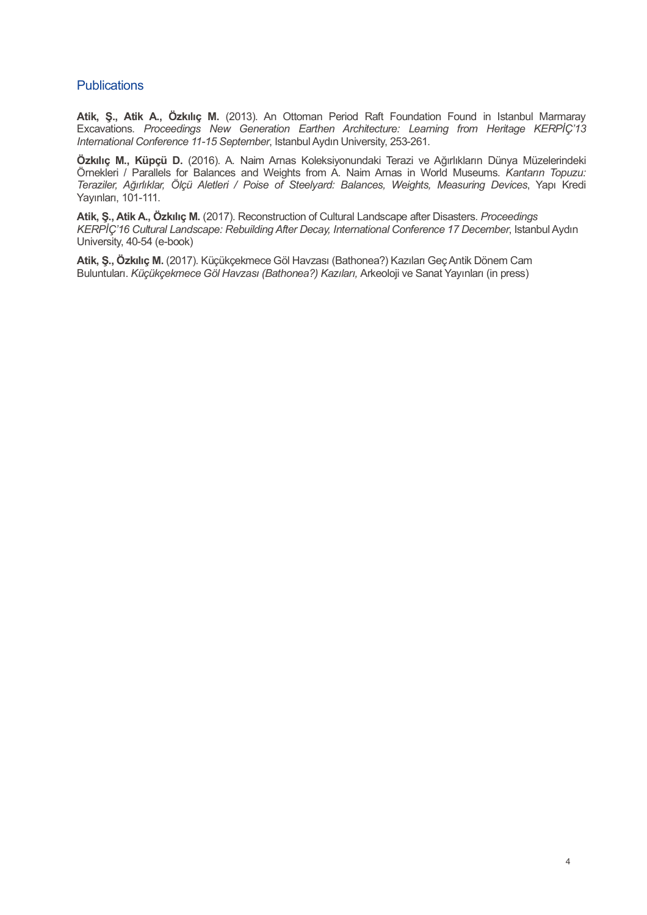## Publications

**Atik, Ş., Atik A., Özkılıç M.** (2013). An Ottoman Period Raft Foundation Found in Istanbul Marmaray Excavations. *Proceedings New Generation Earthen Architecture: Learning from Heritage KERPİÇ'13 International Conference 11-15 September*, Istanbul Aydın University, 253-261.

**Özkılıç M., Küpçü D.** (2016). A. Naim Arnas Koleksiyonundaki Terazi ve Ağırlıkların Dünya Müzelerindeki Örnekleri / Parallels for Balances and Weights from A. Naim Arnas in World Museums. *Kantarın Topuzu: Teraziler, Ağırlıklar, Ölçü Aletleri / Poise of Steelyard: Balances, Weights, Measuring Devices*, Yapı Kredi Yayınları, 101-111.

**Atik, Ş., Atik A., Özkılıç M.** (2017). Reconstruction of Cultural Landscape after Disasters. *Proceedings KERPİÇ'16 Cultural Landscape: Rebuilding After Decay, International Conference 17 December*, Istanbul Aydın University, 40-54 (e-book)

**Atik, Ş., Özkılıç M.** (2017). Küçükçekmece Göl Havzası (Bathonea?) Kazıları Geç Antik Dönem Cam Buluntuları. *Küçükçekmece Göl Havzası (Bathonea?) Kazıları,* Arkeoloji ve Sanat Yayınları (in press)